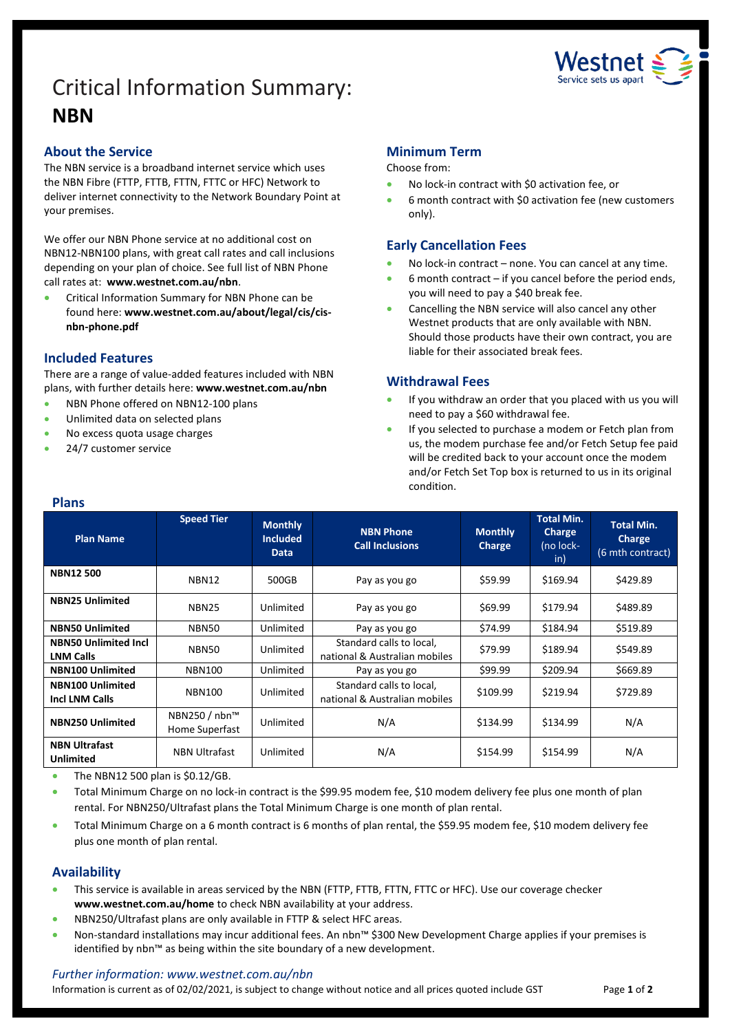# Critical Information Summary: **NBN**

## About the Service

The NBN service is a broadband internet service which uses the NBN Fibre (FTTP, FTTB, FTTN, FTTC or HFC) Network to deliver internet connectivity to the Network Boundary Point at your premises.

We offer our NBN Phone service at no additional cost on NBN12-NBN100 plans, with great call rates and call inclusions depending on your plan of choice. See full list of NBN Phone call rates at: **www.westnet.com.au/nbn**.

- Critical Information Summary for NBN Phone can be found here: **www.westnet.com.au/about/legal/cis/cis-nbn-phone.pdf**

## Included Features

There are a range of value-added features included with NBN plans, with further details here: **www.westnet.com.au/nbn**

- NBN Phone offered on NBN12-100 plans
- Unlimited data on selected plans
- No excess quota usage charges
- 24/7 customer service

## Minimum Term

Choose from:

- No lock-in contract with $0 activation fee, or
- 6 month contract with $0 activation fee (new customers only).

## Early Cancellation Fees

- No lock-in contract – none. You can cancel at any time.
- 6 month contract – if you cancel before the period ends, you will need to pay a $40 break fee.
- Cancelling the NBN service will also cancel any other Westnet products that are only available with NBN. Should those products have their own contract, you are liable for their associated break fees.

## Withdrawal Fees

- If you withdraw an order that you placed with us you will need to pay a $60 withdrawal fee.
- If you selected to purchase a modem or Fetch plan from us, the modem purchase fee and/or Fetch Setup fee paid will be credited back to your account once the modem and/or Fetch Set Top box is returned to us in its original condition.

## Plans

| Plan Name | Speed Tier | Monthly Included Data | NBN Phone Call Inclusions | Monthly Charge | Total Min. Charge (no lock-in) | Total Min. Charge (6 mth contract) |
|---|---|---|---|---|---|---|
| **NBN12 500** | NBN12 | 500GB | Pay as you go | $59.99 | $169.94 | $429.89 |
| **NBN25 Unlimited** | NBN25 | Unlimited | Pay as you go | $69.99 | $179.94 | $489.89 |
| **NBN50 Unlimited** | NBN50 | Unlimited | Pay as you go | $74.99 | $184.94 | $519.89 |
| **NBN50 Unlimited Incl LNM Calls** | NBN50 | Unlimited | Standard calls to local, national & Australian mobiles | $79.99 | $189.94 | $549.89 |
| **NBN100 Unlimited** | NBN100 | Unlimited | Pay as you go | $99.99 | $209.94 | $669.89 |
| **NBN100 Unlimited Incl LNM Calls** | NBN100 | Unlimited | Standard calls to local, national & Australian mobiles | $109.99 | $219.94 | $729.89 |
| **NBN250 Unlimited** | NBN250 / nbn™ Home Superfast | Unlimited | N/A | $134.99 | $134.99 | N/A |
| **NBN Ultrafast Unlimited** | NBN Ultrafast | Unlimited | N/A | $154.99 | $154.99 | N/A |

- The NBN12 500 plan is $0.12/GB.
- Total Minimum Charge on no lock-in contract is the $99.95 modem fee, $10 modem delivery fee plus one month of plan rental. For NBN250/Ultrafast plans the Total Minimum Charge is one month of plan rental.
- Total Minimum Charge on a 6 month contract is 6 months of plan rental, the $59.95 modem fee, $10 modem delivery fee plus one month of plan rental.

## Availability

- This service is available in areas serviced by the NBN (FTTP, FTTB, FTTN, FTTC or HFC). Use our coverage checker **www.westnet.com.au/home** to check NBN availability at your address.
- NBN250/Ultrafast plans are only available in FTTP & select HFC areas.
- Non-standard installations may incur additional fees. An nbn™ $300 New Development Charge applies if your premises is identified by nbn™ as being within the site boundary of a new development.

*Further information: www.westnet.com.au/nbn*

Information is current as of 02/02/2021, is subject to change without notice and all prices quoted include GST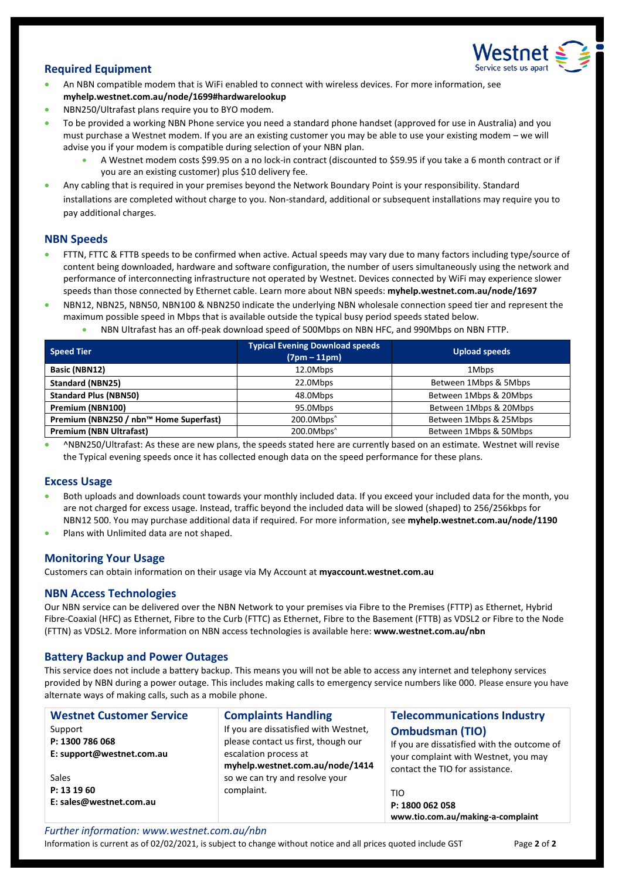## Required Equipment

- An NBN compatible modem that is WiFi enabled to connect with wireless devices. For more information, see **myhelp.westnet.com.au/node/1699#hardwarelookup**
- NBN250/Ultrafast plans require you to BYO modem.
- To be provided a working NBN Phone service you need a standard phone handset (approved for use in Australia) and you must purchase a Westnet modem. If you are an existing customer you may be able to use your existing modem – we will advise you if your modem is compatible during selection of your NBN plan.
    - A Westnet modem costs $99.95 on a no lock-in contract (discounted to $59.95 if you take a 6 month contract or if you are an existing customer) plus $10 delivery fee.
- Any cabling that is required in your premises beyond the Network Boundary Point is your responsibility. Standard installations are completed without charge to you. Non-standard, additional or subsequent installations may require you to pay additional charges.

## NBN Speeds

- FTTN, FTTC & FTTB speeds to be confirmed when active. Actual speeds may vary due to many factors including type/source of content being downloaded, hardware and software configuration, the number of users simultaneously using the network and performance of interconnecting infrastructure not operated by Westnet. Devices connected by WiFi may experience slower speeds than those connected by Ethernet cable. Learn more about NBN speeds: **myhelp.westnet.com.au/node/1697**
- NBN12, NBN25, NBN50, NBN100 & NBN250 indicate the underlying NBN wholesale connection speed tier and represent the maximum possible speed in Mbps that is available outside the typical busy period speeds stated below.
    - NBN Ultrafast has an off-peak download speed of 500Mbps on NBN HFC, and 990Mbps on NBN FTTP.

| Speed Tier | Typical Evening Download speeds (7pm – 11pm) | Upload speeds |
|---|---|---|
| **Basic (NBN12)** | 12.0Mbps | 1Mbps |
| **Standard (NBN25)** | 22.0Mbps | Between 1Mbps & 5Mbps |
| **Standard Plus (NBN50)** | 48.0Mbps | Between 1Mbps & 20Mbps |
| **Premium (NBN100)** | 95.0Mbps | Between 1Mbps & 20Mbps |
| **Premium (NBN250 / nbn™ Home Superfast)** | 200.0Mbps^ | Between 1Mbps & 25Mbps |
| **Premium (NBN Ultrafast)** | 200.0Mbps^ | Between 1Mbps & 50Mbps |

- ^NBN250/Ultrafast: As these are new plans, the speeds stated here are currently based on an estimate. Westnet will revise the Typical evening speeds once it has collected enough data on the speed performance for these plans.

## Excess Usage

- Both uploads and downloads count towards your monthly included data. If you exceed your included data for the month, you are not charged for excess usage. Instead, traffic beyond the included data will be slowed (shaped) to 256/256kbps for NBN12 500. You may purchase additional data if required. For more information, see **myhelp.westnet.com.au/node/1190**
- Plans with Unlimited data are not shaped.

## Monitoring Your Usage

Customers can obtain information on their usage via My Account at **myaccount.westnet.com.au**

## NBN Access Technologies

Our NBN service can be delivered over the NBN Network to your premises via Fibre to the Premises (FTTP) as Ethernet, Hybrid Fibre-Coaxial (HFC) as Ethernet, Fibre to the Curb (FTTC) as Ethernet, Fibre to the Basement (FTTB) as VDSL2 or Fibre to the Node (FTTN) as VDSL2. More information on NBN access technologies is available here: **www.westnet.com.au/nbn**

## Battery Backup and Power Outages

This service does not include a battery backup. This means you will not be able to access any internet and telephony services provided by NBN during a power outage. This includes making calls to emergency service numbers like 000. Please ensure you have alternate ways of making calls, such as a mobile phone.

## Westnet Customer Service

Support
**P: 1300 786 068**
**E: support@westnet.com.au**

Sales
**P: 13 19 60**
**E: sales@westnet.com.au**

## Complaints Handling

If you are dissatisfied with Westnet, please contact us first, though our escalation process at **myhelp.westnet.com.au/node/1414** so we can try and resolve your complaint.

## Telecommunications Industry Ombudsman (TIO)

If you are dissatisfied with the outcome of your complaint with Westnet, you may contact the TIO for assistance.

TIO
**P: 1800 062 058**
**www.tio.com.au/making-a-complaint**

*Further information: www.westnet.com.au/nbn*

Information is current as of 02/02/2021, is subject to change without notice and all prices quoted include GST